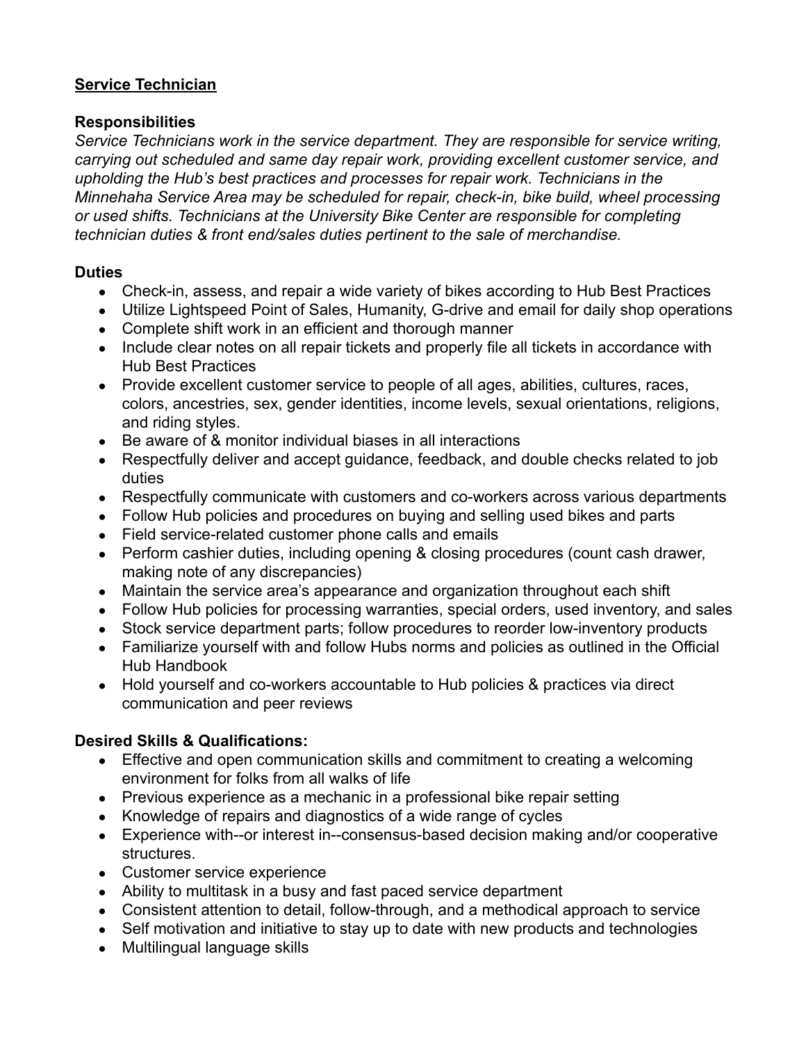# <u>Service Technician</u>

## Responsibilities

*Service Technicians work in the service department. They are responsible for service writing, carrying out scheduled and same day repair work, providing excellent customer service, and upholding the Hub's best practices and processes for repair work. Technicians in the Minnehaha Service Area may be scheduled for repair, check-in, bike build, wheel processing or used shifts. Technicians at the University Bike Center are responsible for completing technician duties & front end/sales duties pertinent to the sale of merchandise.*

## Duties

- Check-in, assess, and repair a wide variety of bikes according to Hub Best Practices
- Utilize Lightspeed Point of Sales, Humanity, G-drive and email for daily shop operations
- Complete shift work in an efficient and thorough manner
- Include clear notes on all repair tickets and properly file all tickets in accordance with Hub Best Practices
- Provide excellent customer service to people of all ages, abilities, cultures, races, colors, ancestries, sex, gender identities, income levels, sexual orientations, religions, and riding styles.
- Be aware of & monitor individual biases in all interactions
- Respectfully deliver and accept guidance, feedback, and double checks related to job duties
- Respectfully communicate with customers and co-workers across various departments
- Follow Hub policies and procedures on buying and selling used bikes and parts
- Field service-related customer phone calls and emails
- Perform cashier duties, including opening & closing procedures (count cash drawer, making note of any discrepancies)
- Maintain the service area's appearance and organization throughout each shift
- Follow Hub policies for processing warranties, special orders, used inventory, and sales
- Stock service department parts; follow procedures to reorder low-inventory products
- Familiarize yourself with and follow Hubs norms and policies as outlined in the Official Hub Handbook
- Hold yourself and co-workers accountable to Hub policies & practices via direct communication and peer reviews

## Desired Skills & Qualifications:

- Effective and open communication skills and commitment to creating a welcoming environment for folks from all walks of life
- Previous experience as a mechanic in a professional bike repair setting
- Knowledge of repairs and diagnostics of a wide range of cycles
- Experience with--or interest in--consensus-based decision making and/or cooperative structures.
- Customer service experience
- Ability to multitask in a busy and fast paced service department
- Consistent attention to detail, follow-through, and a methodical approach to service
- Self motivation and initiative to stay up to date with new products and technologies
- Multilingual language skills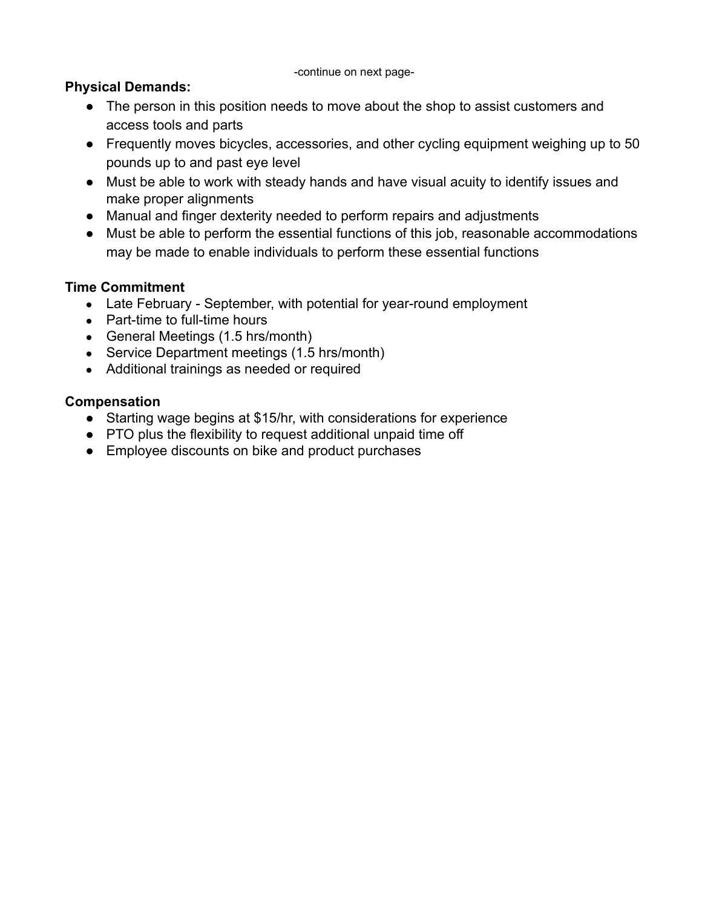-continue on next page-

**Physical Demands:**

- The person in this position needs to move about the shop to assist customers and access tools and parts
- Frequently moves bicycles, accessories, and other cycling equipment weighing up to 50 pounds up to and past eye level
- Must be able to work with steady hands and have visual acuity to identify issues and make proper alignments
- Manual and finger dexterity needed to perform repairs and adjustments
- Must be able to perform the essential functions of this job, reasonable accommodations may be made to enable individuals to perform these essential functions

**Time Commitment**

- Late February - September, with potential for year-round employment
- Part-time to full-time hours
- General Meetings (1.5 hrs/month)
- Service Department meetings (1.5 hrs/month)
- Additional trainings as needed or required

**Compensation**

- Starting wage begins at $15/hr, with considerations for experience
- PTO plus the flexibility to request additional unpaid time off
- Employee discounts on bike and product purchases